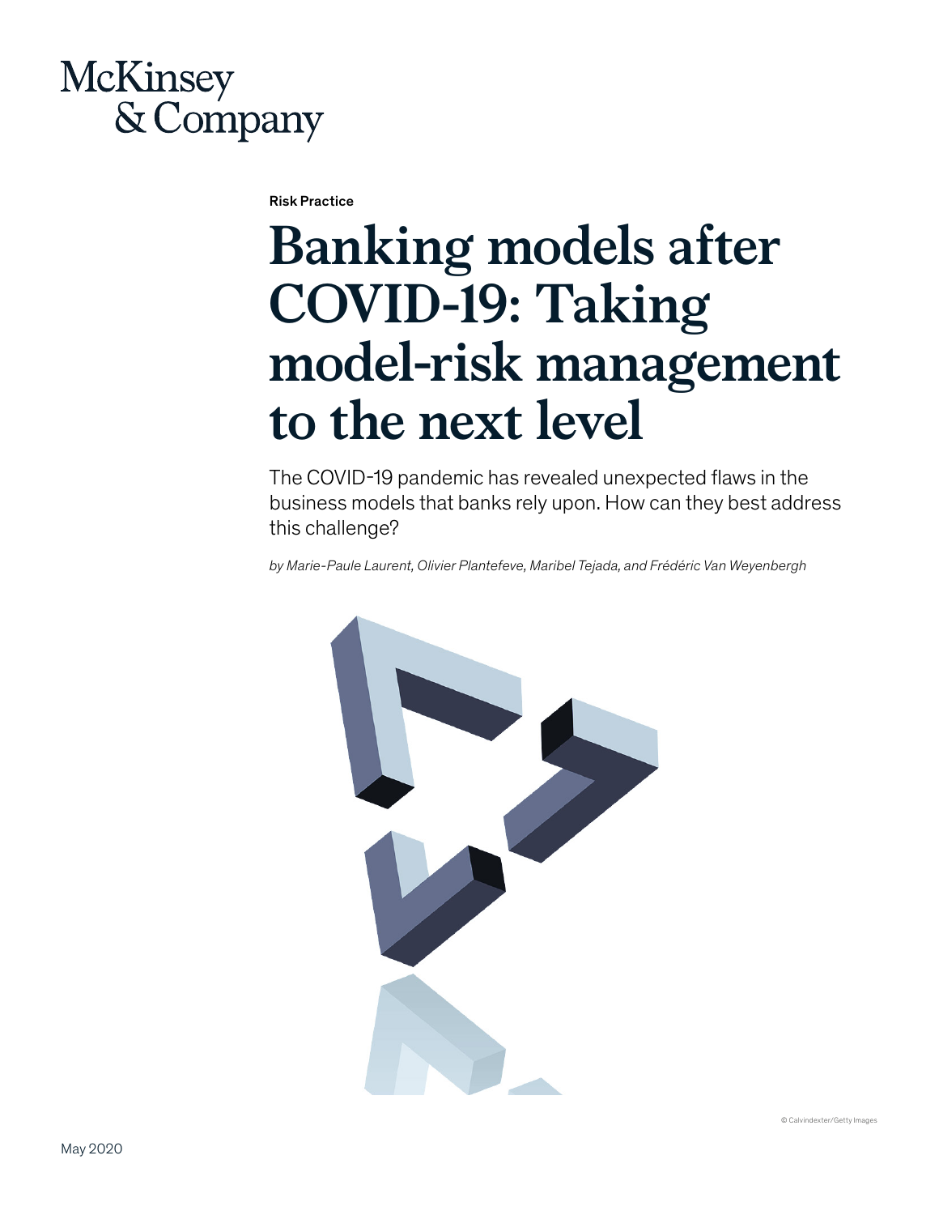McKinsey & Company

Risk Practice

# Banking models after COVID-19: Taking model-risk management to the next level

The COVID-19 pandemic has revealed unexpected flaws in the business models that banks rely upon. How can they best address this challenge?

*by Marie-Paule Laurent, Olivier Plantefeve, Maribel Tejada, and Frédéric Van Weyenbergh*

© Calvindexter/Getty Images

May 2020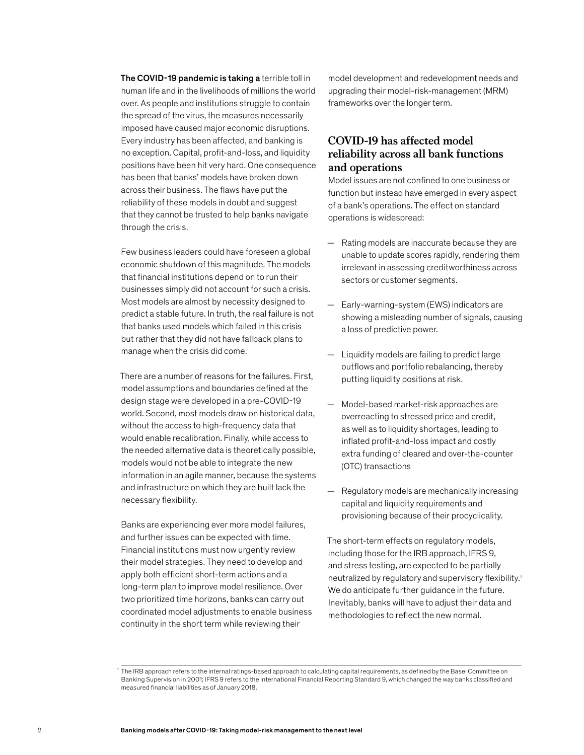**The COVID-19 pandemic is taking a** terrible toll in human life and in the livelihoods of millions the world over. As people and institutions struggle to contain the spread of the virus, the measures necessarily imposed have caused major economic disruptions. Every industry has been affected, and banking is no exception. Capital, profit-and-loss, and liquidity positions have been hit very hard. One consequence has been that banks' models have broken down across their business. The flaws have put the reliability of these models in doubt and suggest that they cannot be trusted to help banks navigate through the crisis.

Few business leaders could have foreseen a global economic shutdown of this magnitude. The models that financial institutions depend on to run their businesses simply did not account for such a crisis. Most models are almost by necessity designed to predict a stable future. In truth, the real failure is not that banks used models which failed in this crisis but rather that they did not have fallback plans to manage when the crisis did come.

There are a number of reasons for the failures. First, model assumptions and boundaries defined at the design stage were developed in a pre-COVID-19 world. Second, most models draw on historical data, without the access to high-frequency data that would enable recalibration. Finally, while access to the needed alternative data is theoretically possible, models would not be able to integrate the new information in an agile manner, because the systems and infrastructure on which they are built lack the necessary flexibility.

Banks are experiencing ever more model failures, and further issues can be expected with time. Financial institutions must now urgently review their model strategies. They need to develop and apply both efficient short-term actions and a long-term plan to improve model resilience. Over two prioritized time horizons, banks can carry out coordinated model adjustments to enable business continuity in the short term while reviewing their model development and redevelopment needs and upgrading their model-risk-management (MRM) frameworks over the longer term.

## COVID-19 has affected model reliability across all bank functions and operations

Model issues are not confined to one business or function but instead have emerged in every aspect of a bank's operations. The effect on standard operations is widespread:

- Rating models are inaccurate because they are unable to update scores rapidly, rendering them irrelevant in assessing creditworthiness across sectors or customer segments.
- Early-warning-system (EWS) indicators are showing a misleading number of signals, causing a loss of predictive power.
- Liquidity models are failing to predict large outflows and portfolio rebalancing, thereby putting liquidity positions at risk.
- Model-based market-risk approaches are overreacting to stressed price and credit, as well as to liquidity shortages, leading to inflated profit-and-loss impact and costly extra funding of cleared and over-the-counter (OTC) transactions
- Regulatory models are mechanically increasing capital and liquidity requirements and provisioning because of their procyclicality.

The short-term effects on regulatory models, including those for the IRB approach, IFRS 9, and stress testing, are expected to be partially neutralized by regulatory and supervisory flexibility.[1] We do anticipate further guidance in the future. Inevitably, banks will have to adjust their data and methodologies to reflect the new normal.

[1] The IRB approach refers to the internal ratings-based approach to calculating capital requirements, as defined by the Basel Committee on Banking Supervision in 2001; IFRS 9 refers to the International Financial Reporting Standard 9, which changed the way banks classified and measured financial liabilities as of January 2018.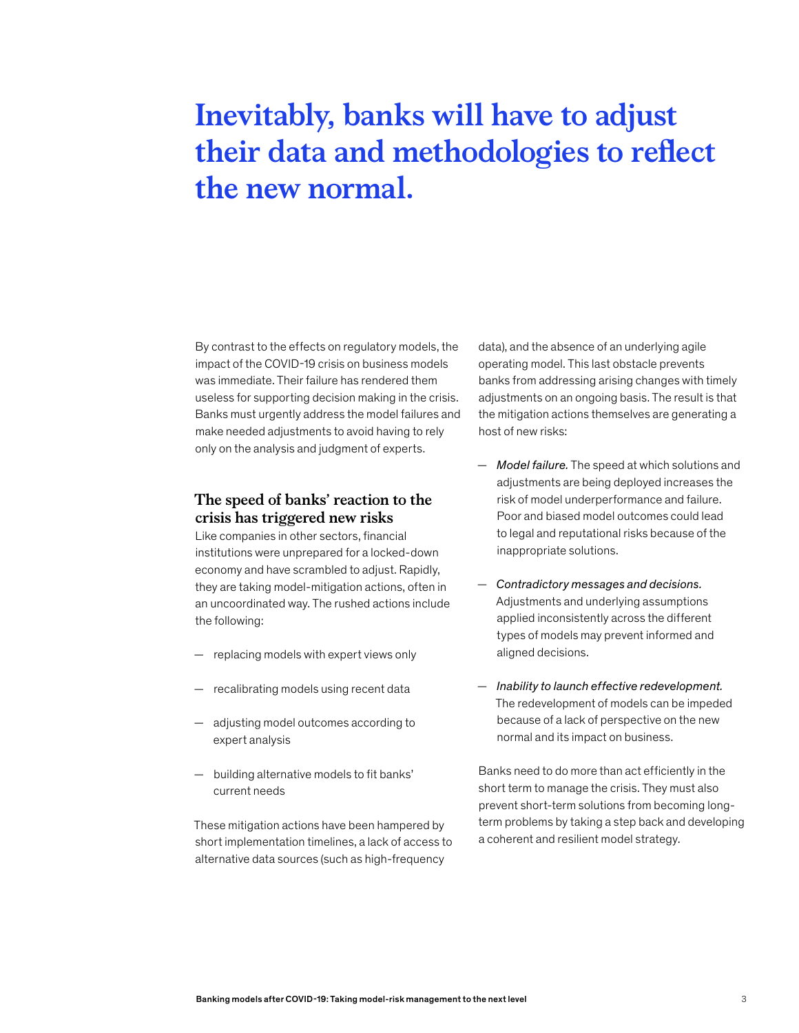# Inevitably, banks will have to adjust their data and methodologies to reflect the new normal.

By contrast to the effects on regulatory models, the impact of the COVID-19 crisis on business models was immediate. Their failure has rendered them useless for supporting decision making in the crisis. Banks must urgently address the model failures and make needed adjustments to avoid having to rely only on the analysis and judgment of experts.

## The speed of banks' reaction to the crisis has triggered new risks

Like companies in other sectors, financial institutions were unprepared for a locked-down economy and have scrambled to adjust. Rapidly, they are taking model-mitigation actions, often in an uncoordinated way. The rushed actions include the following:

- replacing models with expert views only
- recalibrating models using recent data
- adjusting model outcomes according to expert analysis
- building alternative models to fit banks' current needs

These mitigation actions have been hampered by short implementation timelines, a lack of access to alternative data sources (such as high-frequency data), and the absence of an underlying agile operating model. This last obstacle prevents banks from addressing arising changes with timely adjustments on an ongoing basis. The result is that the mitigation actions themselves are generating a host of new risks:

- *Model failure.* The speed at which solutions and adjustments are being deployed increases the risk of model underperformance and failure. Poor and biased model outcomes could lead to legal and reputational risks because of the inappropriate solutions.
- *Contradictory messages and decisions.* Adjustments and underlying assumptions applied inconsistently across the different types of models may prevent informed and aligned decisions.
- *Inability to launch effective redevelopment.* The redevelopment of models can be impeded because of a lack of perspective on the new normal and its impact on business.

Banks need to do more than act efficiently in the short term to manage the crisis. They must also prevent short-term solutions from becoming long-term problems by taking a step back and developing a coherent and resilient model strategy.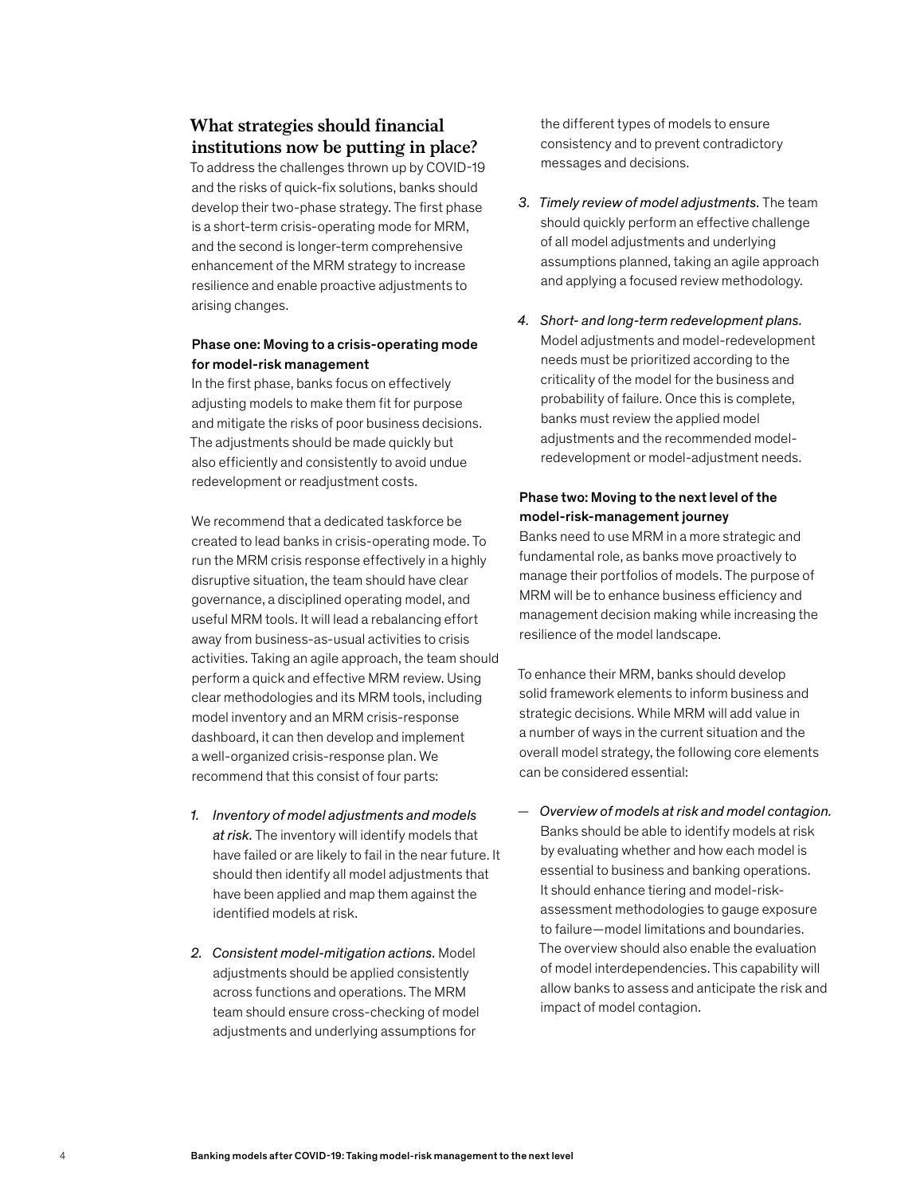## What strategies should financial institutions now be putting in place?

To address the challenges thrown up by COVID-19 and the risks of quick-fix solutions, banks should develop their two-phase strategy. The first phase is a short-term crisis-operating mode for MRM, and the second is longer-term comprehensive enhancement of the MRM strategy to increase resilience and enable proactive adjustments to arising changes.

### Phase one: Moving to a crisis-operating mode for model-risk management

In the first phase, banks focus on effectively adjusting models to make them fit for purpose and mitigate the risks of poor business decisions. The adjustments should be made quickly but also efficiently and consistently to avoid undue redevelopment or readjustment costs.

We recommend that a dedicated taskforce be created to lead banks in crisis-operating mode. To run the MRM crisis response effectively in a highly disruptive situation, the team should have clear governance, a disciplined operating model, and useful MRM tools. It will lead a rebalancing effort away from business-as-usual activities to crisis activities. Taking an agile approach, the team should perform a quick and effective MRM review. Using clear methodologies and its MRM tools, including model inventory and an MRM crisis-response dashboard, it can then develop and implement a well-organized crisis-response plan. We recommend that this consist of four parts:

1. *Inventory of model adjustments and models at risk.* The inventory will identify models that have failed or are likely to fail in the near future. It should then identify all model adjustments that have been applied and map them against the identified models at risk.

2. *Consistent model-mitigation actions.* Model adjustments should be applied consistently across functions and operations. The MRM team should ensure cross-checking of model adjustments and underlying assumptions for the different types of models to ensure consistency and to prevent contradictory messages and decisions.

3. *Timely review of model adjustments.* The team should quickly perform an effective challenge of all model adjustments and underlying assumptions planned, taking an agile approach and applying a focused review methodology.

4. *Short- and long-term redevelopment plans.* Model adjustments and model-redevelopment needs must be prioritized according to the criticality of the model for the business and probability of failure. Once this is complete, banks must review the applied model adjustments and the recommended model-redevelopment or model-adjustment needs.

### Phase two: Moving to the next level of the model-risk-management journey

Banks need to use MRM in a more strategic and fundamental role, as banks move proactively to manage their portfolios of models. The purpose of MRM will be to enhance business efficiency and management decision making while increasing the resilience of the model landscape.

To enhance their MRM, banks should develop solid framework elements to inform business and strategic decisions. While MRM will add value in a number of ways in the current situation and the overall model strategy, the following core elements can be considered essential:

— *Overview of models at risk and model contagion.* Banks should be able to identify models at risk by evaluating whether and how each model is essential to business and banking operations. It should enhance tiering and model-risk-assessment methodologies to gauge exposure to failure—model limitations and boundaries. The overview should also enable the evaluation of model interdependencies. This capability will allow banks to assess and anticipate the risk and impact of model contagion.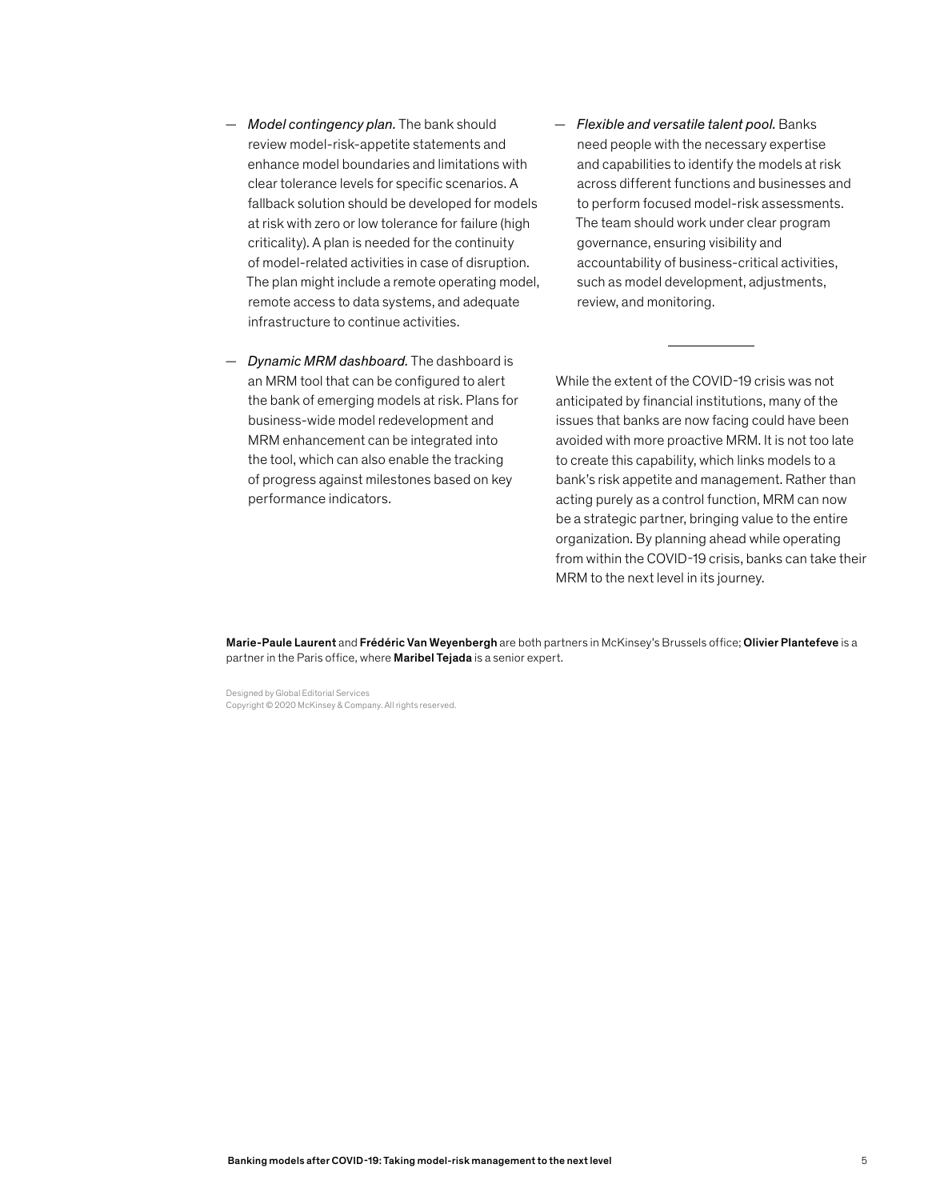— *Model contingency plan.* The bank should review model-risk-appetite statements and enhance model boundaries and limitations with clear tolerance levels for specific scenarios. A fallback solution should be developed for models at risk with zero or low tolerance for failure (high criticality). A plan is needed for the continuity of model-related activities in case of disruption. The plan might include a remote operating model, remote access to data systems, and adequate infrastructure to continue activities.

— *Dynamic MRM dashboard.* The dashboard is an MRM tool that can be configured to alert the bank of emerging models at risk. Plans for business-wide model redevelopment and MRM enhancement can be integrated into the tool, which can also enable the tracking of progress against milestones based on key performance indicators.

— *Flexible and versatile talent pool.* Banks need people with the necessary expertise and capabilities to identify the models at risk across different functions and businesses and to perform focused model-risk assessments. The team should work under clear program governance, ensuring visibility and accountability of business-critical activities, such as model development, adjustments, review, and monitoring.

---

While the extent of the COVID-19 crisis was not anticipated by financial institutions, many of the issues that banks are now facing could have been avoided with more proactive MRM. It is not too late to create this capability, which links models to a bank's risk appetite and management. Rather than acting purely as a control function, MRM can now be a strategic partner, bringing value to the entire organization. By planning ahead while operating from within the COVID-19 crisis, banks can take their MRM to the next level in its journey.

**Marie-Paule Laurent** and **Frédéric Van Weyenbergh** are both partners in McKinsey's Brussels office; **Olivier Plantefeve** is a partner in the Paris office, where **Maribel Tejada** is a senior expert.

Designed by Global Editorial Services
Copyright © 2020 McKinsey & Company. All rights reserved.